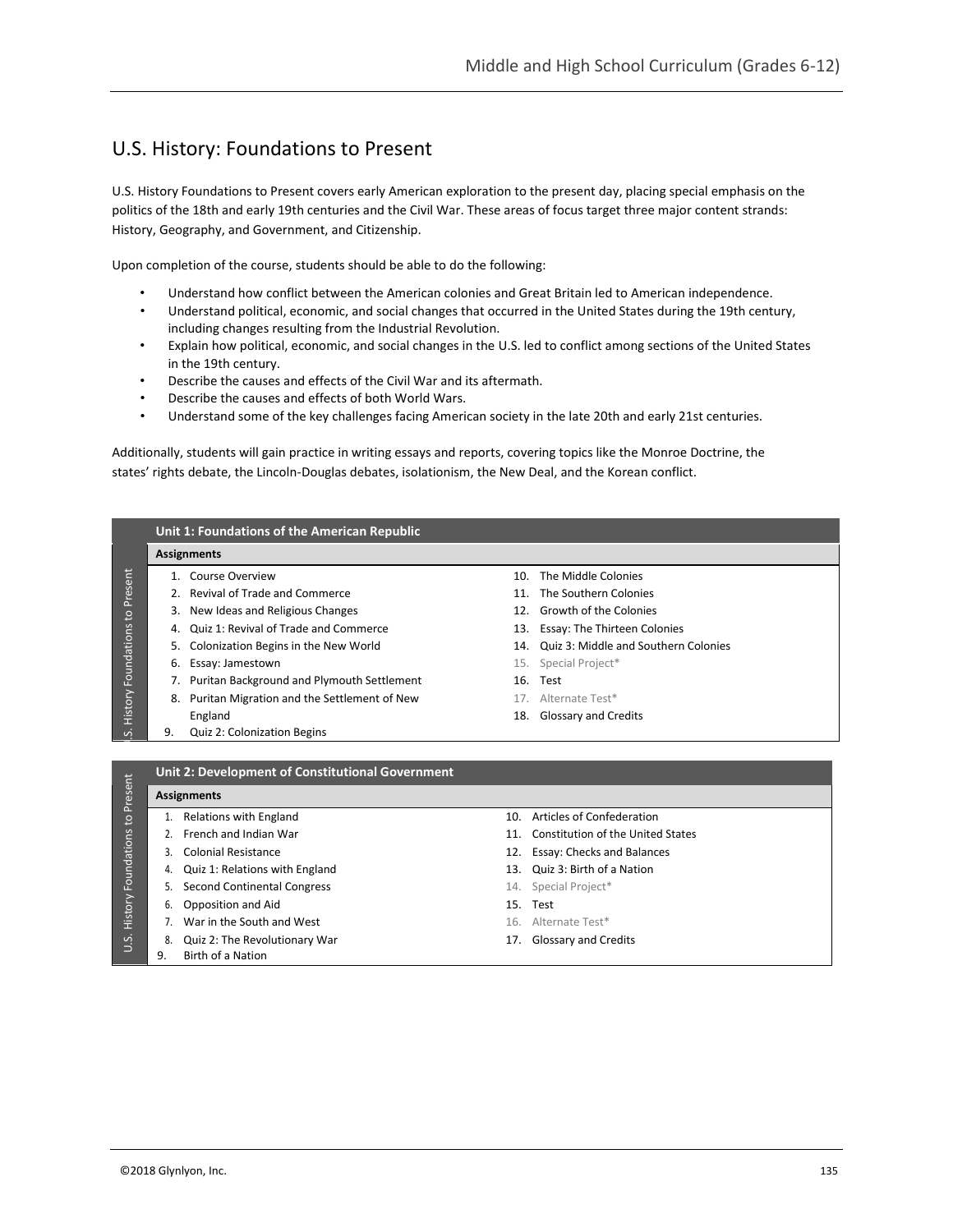## U.S. History: Foundations to Present

U.S. History Foundations to Present covers early American exploration to the present day, placing special emphasis on the politics of the 18th and early 19th centuries and the Civil War. These areas of focus target three major content strands: History, Geography, and Government, and Citizenship.

Upon completion of the course, students should be able to do the following:

- Understand how conflict between the American colonies and Great Britain led to American independence.
- Understand political, economic, and social changes that occurred in the United States during the 19th century, including changes resulting from the Industrial Revolution.
- Explain how political, economic, and social changes in the U.S. led to conflict among sections of the United States in the 19th century.
- Describe the causes and effects of the Civil War and its aftermath.
- Describe the causes and effects of both World Wars.
- Understand some of the key challenges facing American society in the late 20th and early 21st centuries.

Additionally, students will gain practice in writing essays and reports, covering topics like the Monroe Doctrine, the states' rights debate, the Lincoln-Douglas debates, isolationism, the New Deal, and the Korean conflict.

| Unit 1: Foundations of the American Republic | |
|---|---|
| **Assignments** | |
| 1. Course Overview | 10. The Middle Colonies |
| 2. Revival of Trade and Commerce | 11. The Southern Colonies |
| 3. New Ideas and Religious Changes | 12. Growth of the Colonies |
| 4. Quiz 1: Revival of Trade and Commerce | 13. Essay: The Thirteen Colonies |
| 5. Colonization Begins in the New World | 14. Quiz 3: Middle and Southern Colonies |
| 6. Essay: Jamestown | 15. Special Project* |
| 7. Puritan Background and Plymouth Settlement | 16. Test |
| 8. Puritan Migration and the Settlement of New England | 17. Alternate Test* |
| 9. Quiz 2: Colonization Begins | 18. Glossary and Credits |

| Unit 2: Development of Constitutional Government | |
|---|---|
| **Assignments** | |
| 1. Relations with England | 10. Articles of Confederation |
| 2. French and Indian War | 11. Constitution of the United States |
| 3. Colonial Resistance | 12. Essay: Checks and Balances |
| 4. Quiz 1: Relations with England | 13. Quiz 3: Birth of a Nation |
| 5. Second Continental Congress | 14. Special Project* |
| 6. Opposition and Aid | 15. Test |
| 7. War in the South and West | 16. Alternate Test* |
| 8. Quiz 2: The Revolutionary War | 17. Glossary and Credits |
| 9. Birth of a Nation | |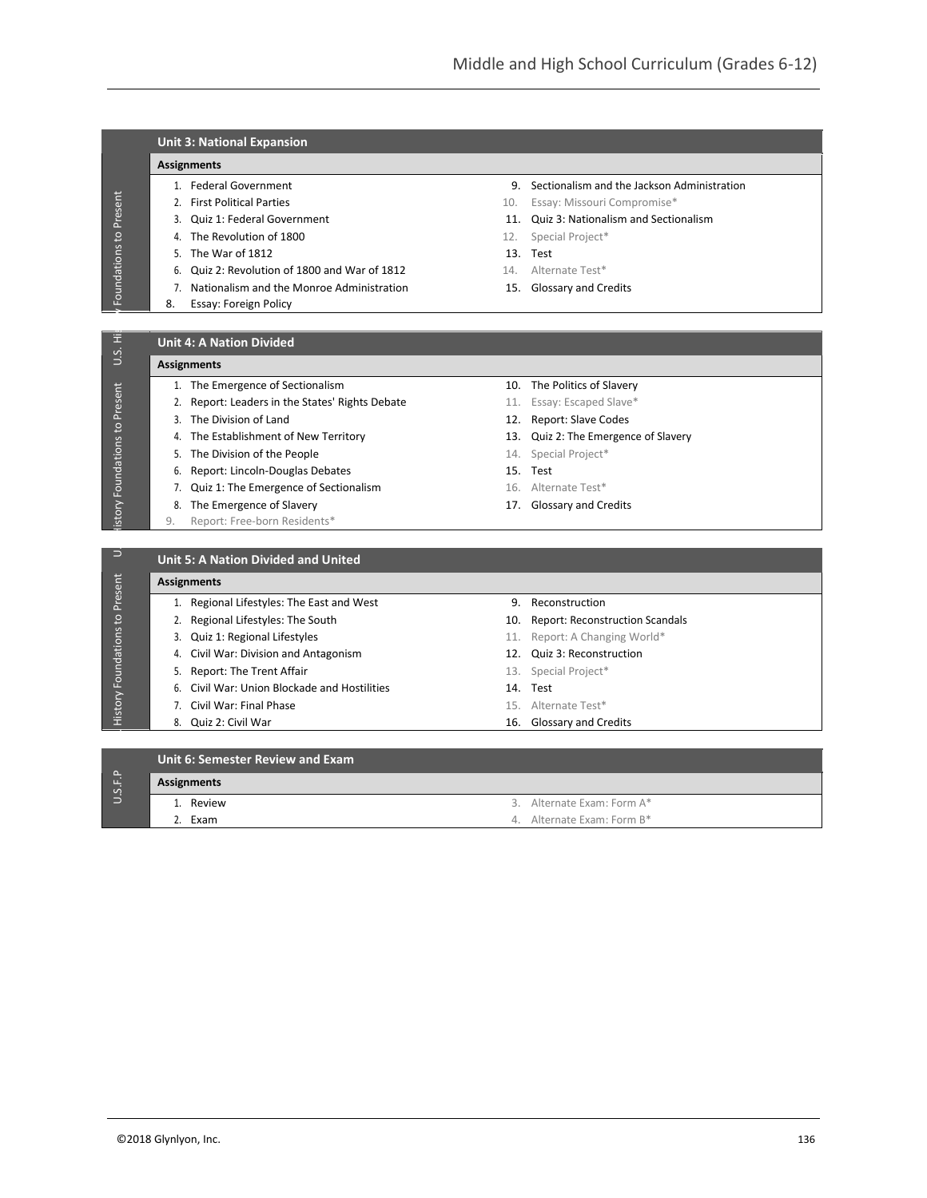## Unit 3: National Expansion

**Assignments**

1. Federal Government
2. First Political Parties
3. Quiz 1: Federal Government
4. The Revolution of 1800
5. The War of 1812
6. Quiz 2: Revolution of 1800 and War of 1812
7. Nationalism and the Monroe Administration
8. Essay: Foreign Policy
9. Sectionalism and the Jackson Administration
10. Essay: Missouri Compromise*
11. Quiz 3: Nationalism and Sectionalism
12. Special Project*
13. Test
14. Alternate Test*
15. Glossary and Credits

## Unit 4: A Nation Divided

**Assignments**

1. The Emergence of Sectionalism
2. Report: Leaders in the States' Rights Debate
3. The Division of Land
4. The Establishment of New Territory
5. The Division of the People
6. Report: Lincoln-Douglas Debates
7. Quiz 1: The Emergence of Sectionalism
8. The Emergence of Slavery
9. Report: Free-born Residents*
10. The Politics of Slavery
11. Essay: Escaped Slave*
12. Report: Slave Codes
13. Quiz 2: The Emergence of Slavery
14. Special Project*
15. Test
16. Alternate Test*
17. Glossary and Credits

## Unit 5: A Nation Divided and United

**Assignments**

1. Regional Lifestyles: The East and West
2. Regional Lifestyles: The South
3. Quiz 1: Regional Lifestyles
4. Civil War: Division and Antagonism
5. Report: The Trent Affair
6. Civil War: Union Blockade and Hostilities
7. Civil War: Final Phase
8. Quiz 2: Civil War
9. Reconstruction
10. Report: Reconstruction Scandals
11. Report: A Changing World*
12. Quiz 3: Reconstruction
13. Special Project*
14. Test
15. Alternate Test*
16. Glossary and Credits

## Unit 6: Semester Review and Exam

**Assignments**

1. Review
2. Exam
3. Alternate Exam: Form A*
4. Alternate Exam: Form B*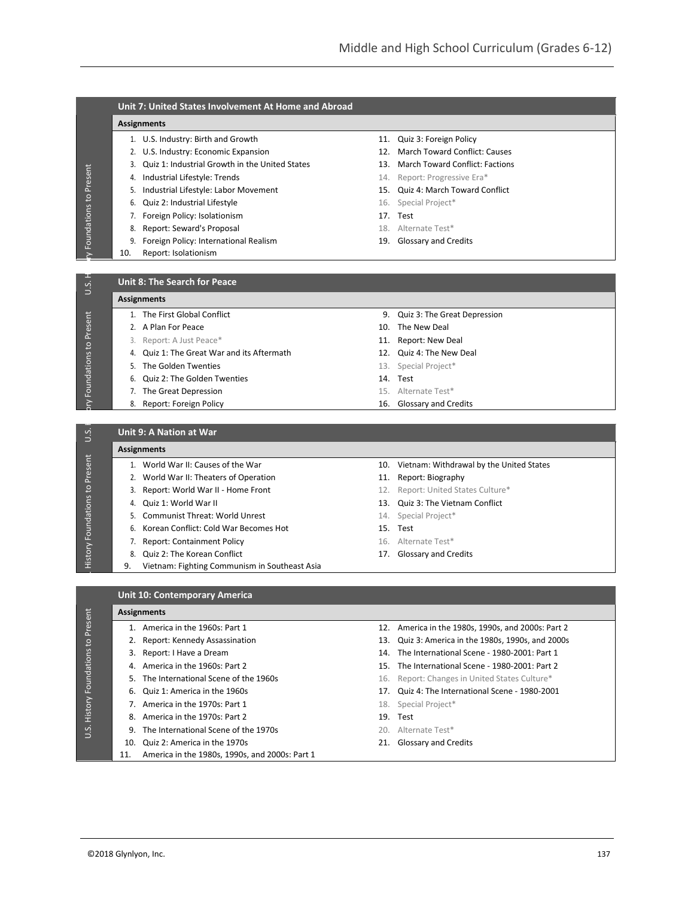## Unit 7: United States Involvement At Home and Abroad

**Assignments**

1. U.S. Industry: Birth and Growth
2. U.S. Industry: Economic Expansion
3. Quiz 1: Industrial Growth in the United States
4. Industrial Lifestyle: Trends
5. Industrial Lifestyle: Labor Movement
6. Quiz 2: Industrial Lifestyle
7. Foreign Policy: Isolationism
8. Report: Seward's Proposal
9. Foreign Policy: International Realism
10. Report: Isolationism
11. Quiz 3: Foreign Policy
12. March Toward Conflict: Causes
13. March Toward Conflict: Factions
14. Report: Progressive Era*
15. Quiz 4: March Toward Conflict
16. Special Project*
17. Test
18. Alternate Test*
19. Glossary and Credits

## Unit 8: The Search for Peace

**Assignments**

1. The First Global Conflict
2. A Plan For Peace
3. Report: A Just Peace*
4. Quiz 1: The Great War and its Aftermath
5. The Golden Twenties
6. Quiz 2: The Golden Twenties
7. The Great Depression
8. Report: Foreign Policy
9. Quiz 3: The Great Depression
10. The New Deal
11. Report: New Deal
12. Quiz 4: The New Deal
13. Special Project*
14. Test
15. Alternate Test*
16. Glossary and Credits

## Unit 9: A Nation at War

**Assignments**

1. World War II: Causes of the War
2. World War II: Theaters of Operation
3. Report: World War II - Home Front
4. Quiz 1: World War II
5. Communist Threat: World Unrest
6. Korean Conflict: Cold War Becomes Hot
7. Report: Containment Policy
8. Quiz 2: The Korean Conflict
9. Vietnam: Fighting Communism in Southeast Asia
10. Vietnam: Withdrawal by the United States
11. Report: Biography
12. Report: United States Culture*
13. Quiz 3: The Vietnam Conflict
14. Special Project*
15. Test
16. Alternate Test*
17. Glossary and Credits

## Unit 10: Contemporary America

**Assignments**

1. America in the 1960s: Part 1
2. Report: Kennedy Assassination
3. Report: I Have a Dream
4. America in the 1960s: Part 2
5. The International Scene of the 1960s
6. Quiz 1: America in the 1960s
7. America in the 1970s: Part 1
8. America in the 1970s: Part 2
9. The International Scene of the 1970s
10. Quiz 2: America in the 1970s
11. America in the 1980s, 1990s, and 2000s: Part 1
12. America in the 1980s, 1990s, and 2000s: Part 2
13. Quiz 3: America in the 1980s, 1990s, and 2000s
14. The International Scene - 1980-2001: Part 1
15. The International Scene - 1980-2001: Part 2
16. Report: Changes in United States Culture*
17. Quiz 4: The International Scene - 1980-2001
18. Special Project*
19. Test
20. Alternate Test*
21. Glossary and Credits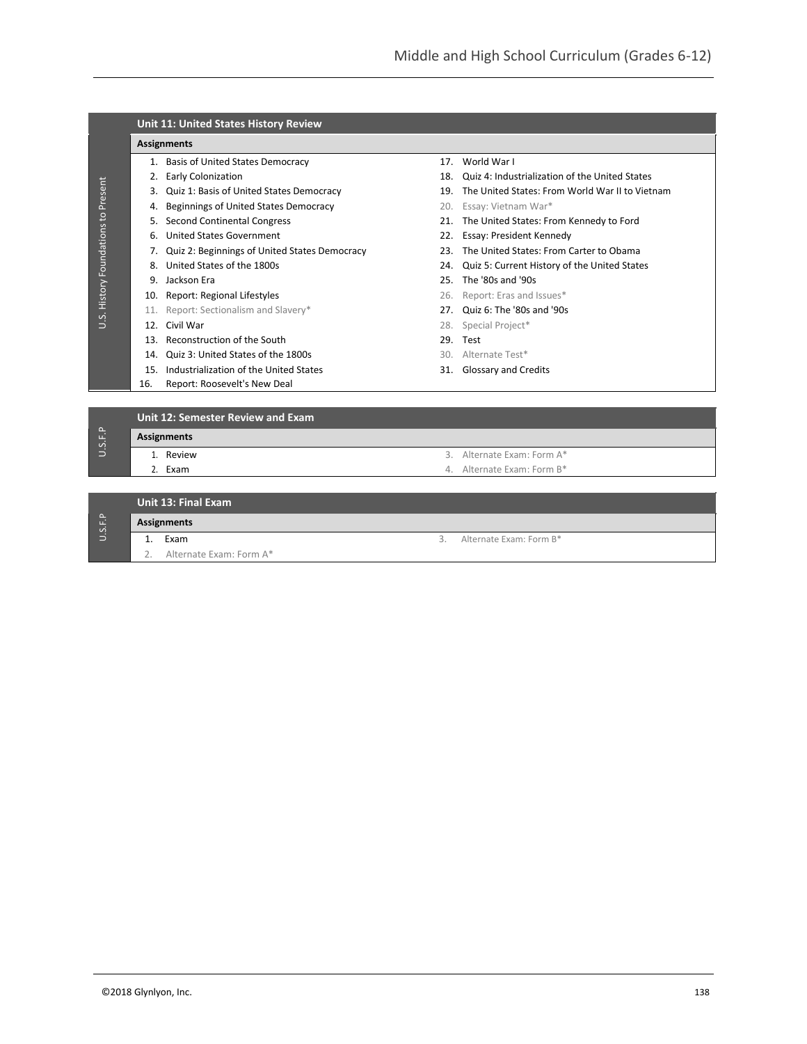## Unit 11: United States History Review

U.S. History Foundations to Present

**Assignments**

1. Basis of United States Democracy
2. Early Colonization
3. Quiz 1: Basis of United States Democracy
4. Beginnings of United States Democracy
5. Second Continental Congress
6. United States Government
7. Quiz 2: Beginnings of United States Democracy
8. United States of the 1800s
9. Jackson Era
10. Report: Regional Lifestyles
11. Report: Sectionalism and Slavery*
12. Civil War
13. Reconstruction of the South
14. Quiz 3: United States of the 1800s
15. Industrialization of the United States
16. Report: Roosevelt's New Deal
17. World War I
18. Quiz 4: Industrialization of the United States
19. The United States: From World War II to Vietnam
20. Essay: Vietnam War*
21. The United States: From Kennedy to Ford
22. Essay: President Kennedy
23. The United States: From Carter to Obama
24. Quiz 5: Current History of the United States
25. The '80s and '90s
26. Report: Eras and Issues*
27. Quiz 6: The '80s and '90s
28. Special Project*
29. Test
30. Alternate Test*
31. Glossary and Credits

## Unit 12: Semester Review and Exam

U.S.F.P

**Assignments**

1. Review
2. Exam
3. Alternate Exam: Form A*
4. Alternate Exam: Form B*

## Unit 13: Final Exam

U.S.F.P

**Assignments**

1. Exam
2. Alternate Exam: Form A*
3. Alternate Exam: Form B*